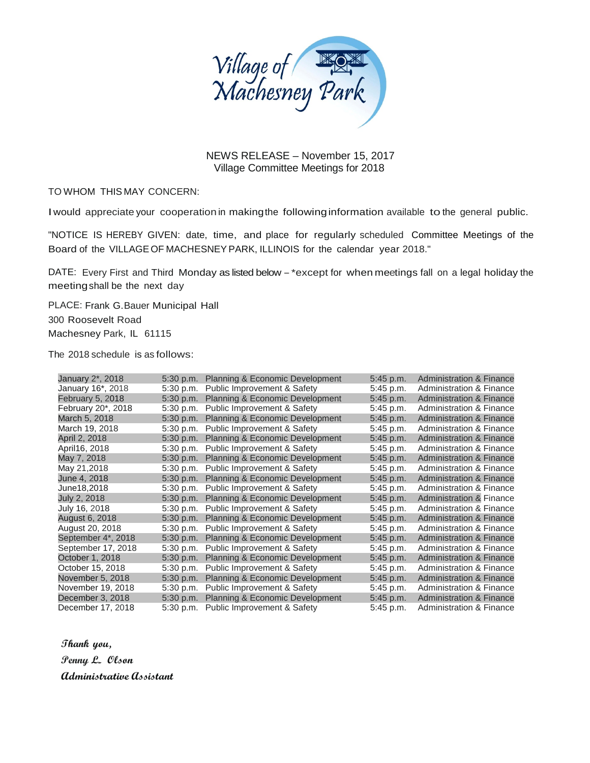Village of Machesney Park

NEWS RELEASE – November 15, 2017
Village Committee Meetings for 2018

TO WHOM THIS MAY CONCERN:

I would appreciate your cooperation in making the following information available to the general public.

"NOTICE IS HEREBY GIVEN: date, time, and place for regularly scheduled Committee Meetings of the Board of the VILLAGE OF MACHESNEY PARK, ILLINOIS for the calendar year 2018."

DATE: Every First and Third Monday as listed below – *except for when meetings fall on a legal holiday the meeting shall be the next day

PLACE: Frank G.Bauer Municipal Hall
300 Roosevelt Road
Machesney Park, IL 61115

The 2018 schedule is as follows:

| | | | | |
|---|---|---|---|---|
| January 2*, 2018 | 5:30 p.m. | Planning & Economic Development | 5:45 p.m. | Administration & Finance |
| January 16*, 2018 | 5:30 p.m. | Public Improvement & Safety | 5:45 p.m. | Administration & Finance |
| February 5, 2018 | 5:30 p.m. | Planning & Economic Development | 5:45 p.m. | Administration & Finance |
| February 20*, 2018 | 5:30 p.m. | Public Improvement & Safety | 5:45 p.m. | Administration & Finance |
| March 5, 2018 | 5:30 p.m. | Planning & Economic Development | 5:45 p.m. | Administration & Finance |
| March 19, 2018 | 5:30 p.m. | Public Improvement & Safety | 5:45 p.m. | Administration & Finance |
| April 2, 2018 | 5:30 p.m. | Planning & Economic Development | 5:45 p.m. | Administration & Finance |
| April16, 2018 | 5:30 p.m. | Public Improvement & Safety | 5:45 p.m. | Administration & Finance |
| May 7, 2018 | 5:30 p.m. | Planning & Economic Development | 5:45 p.m. | Administration & Finance |
| May 21,2018 | 5:30 p.m. | Public Improvement & Safety | 5:45 p.m. | Administration & Finance |
| June 4, 2018 | 5:30 p.m. | Planning & Economic Development | 5:45 p.m. | Administration & Finance |
| June18,2018 | 5:30 p.m. | Public Improvement & Safety | 5:45 p.m. | Administration & Finance |
| July 2, 2018 | 5:30 p.m. | Planning & Economic Development | 5:45 p.m. | Administration & Finance |
| July 16, 2018 | 5:30 p.m. | Public Improvement & Safety | 5:45 p.m. | Administration & Finance |
| August 6, 2018 | 5:30 p.m. | Planning & Economic Development | 5:45 p.m. | Administration & Finance |
| August 20, 2018 | 5:30 p.m. | Public Improvement & Safety | 5:45 p.m. | Administration & Finance |
| September 4*, 2018 | 5:30 p.m. | Planning & Economic Development | 5:45 p.m. | Administration & Finance |
| September 17, 2018 | 5:30 p.m. | Public Improvement & Safety | 5:45 p.m. | Administration & Finance |
| October 1, 2018 | 5:30 p.m. | Planning & Economic Development | 5:45 p.m. | Administration & Finance |
| October 15, 2018 | 5:30 p.m. | Public Improvement & Safety | 5:45 p.m. | Administration & Finance |
| November 5, 2018 | 5:30 p.m. | Planning & Economic Development | 5:45 p.m. | Administration & Finance |
| November 19, 2018 | 5:30 p.m. | Public Improvement & Safety | 5:45 p.m. | Administration & Finance |
| December 3, 2018 | 5:30 p.m. | Planning & Economic Development | 5:45 p.m. | Administration & Finance |
| December 17, 2018 | 5:30 p.m. | Public Improvement & Safety | 5:45 p.m. | Administration & Finance |

***Thank you,***
***Penny L. Olson***
***Administrative Assistant***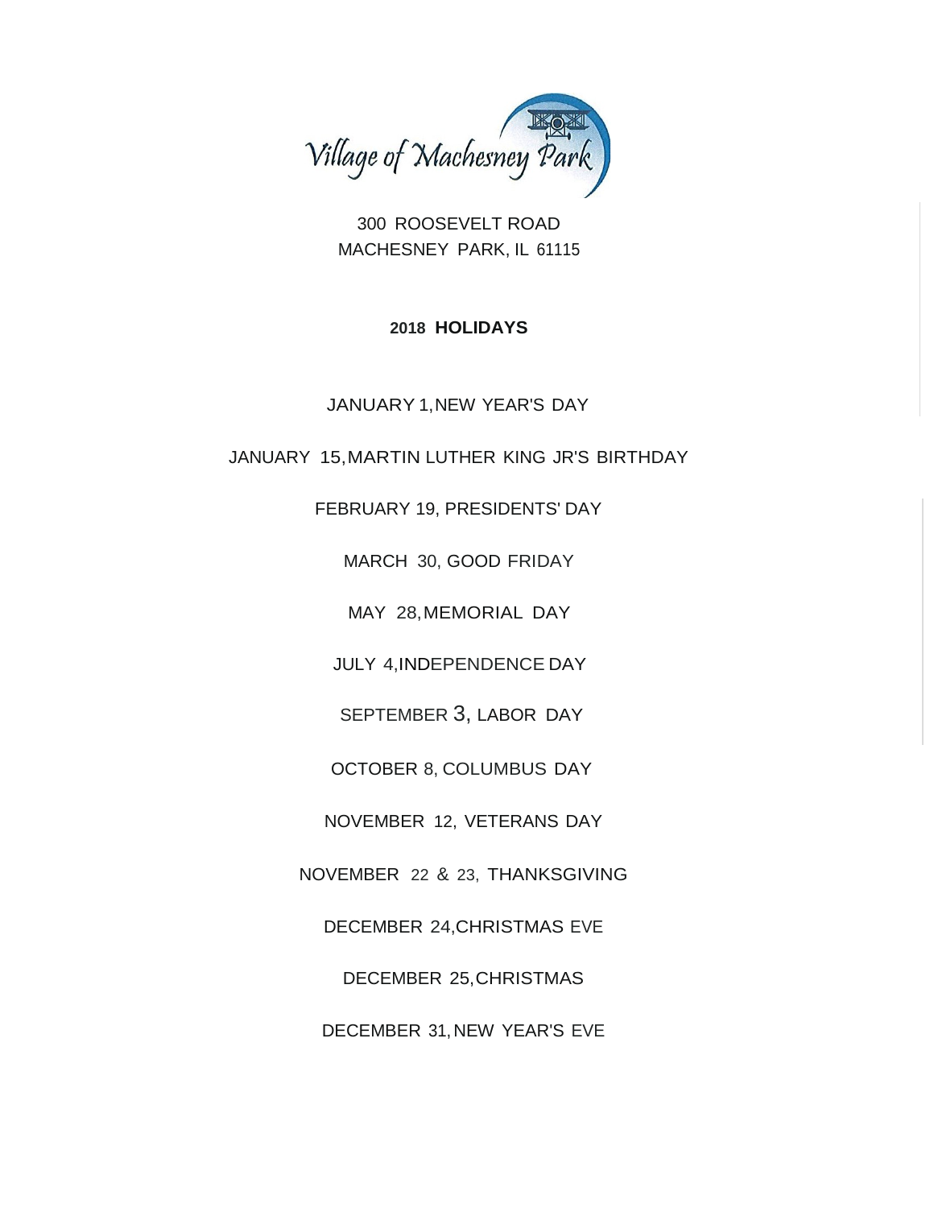Village of Machesney Park

300 ROOSEVELT ROAD
MACHESNEY PARK, IL 61115

## 2018 HOLIDAYS

JANUARY 1, NEW YEAR'S DAY

JANUARY 15, MARTIN LUTHER KING JR'S BIRTHDAY

FEBRUARY 19, PRESIDENTS' DAY

MARCH 30, GOOD FRIDAY

MAY 28, MEMORIAL DAY

JULY 4, INDEPENDENCE DAY

SEPTEMBER 3, LABOR DAY

OCTOBER 8, COLUMBUS DAY

NOVEMBER 12, VETERANS DAY

NOVEMBER 22 & 23, THANKSGIVING

DECEMBER 24, CHRISTMAS EVE

DECEMBER 25, CHRISTMAS

DECEMBER 31, NEW YEAR'S EVE